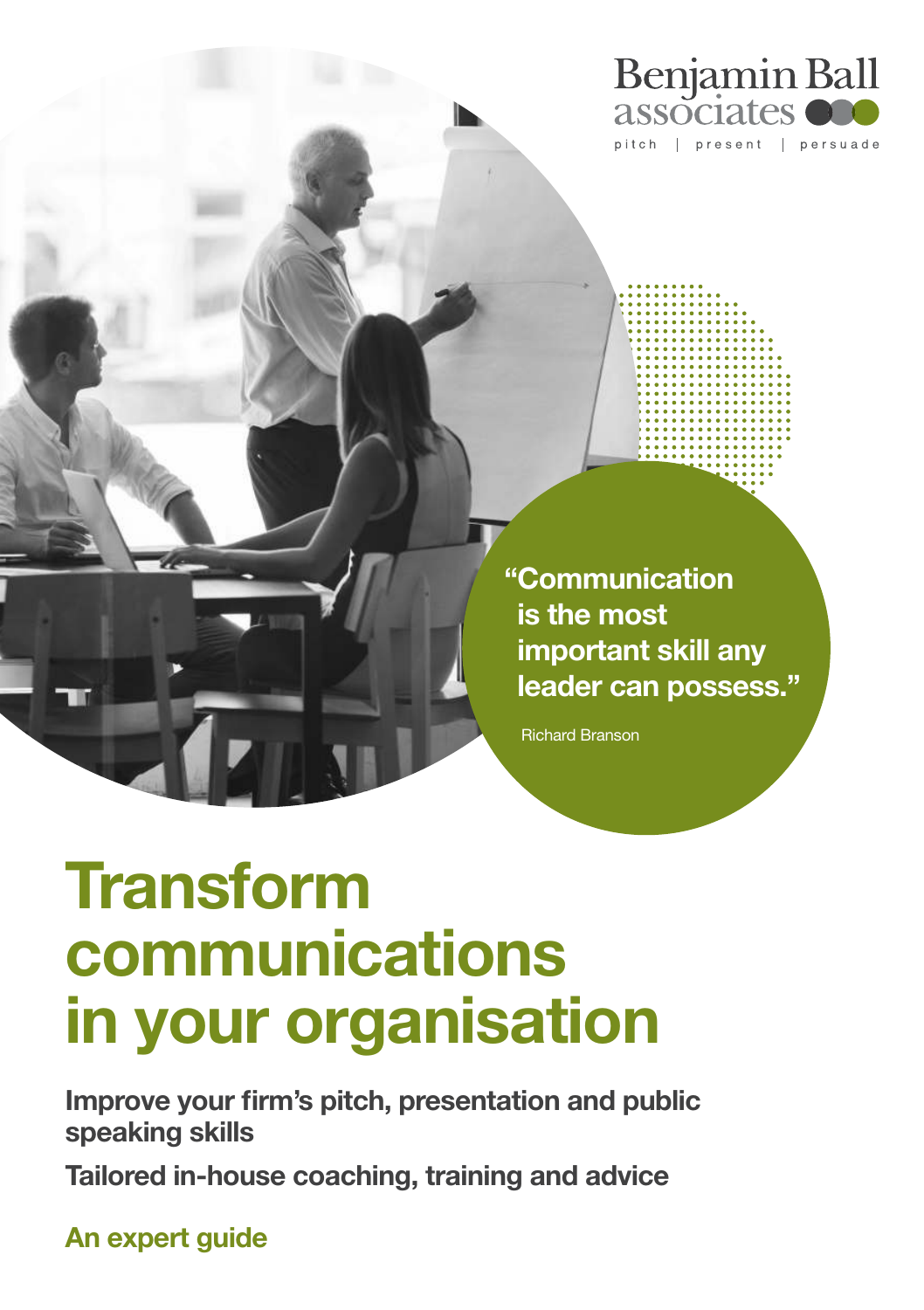Benjamin Ball associates

pitch | present | persuade

> **"Communication is the most important skill any leader can possess."**
>
> Richard Branson

# Transform communications in your organisation

**Improve your firm's pitch, presentation and public speaking skills**

**Tailored in-house coaching, training and advice**

**An expert guide**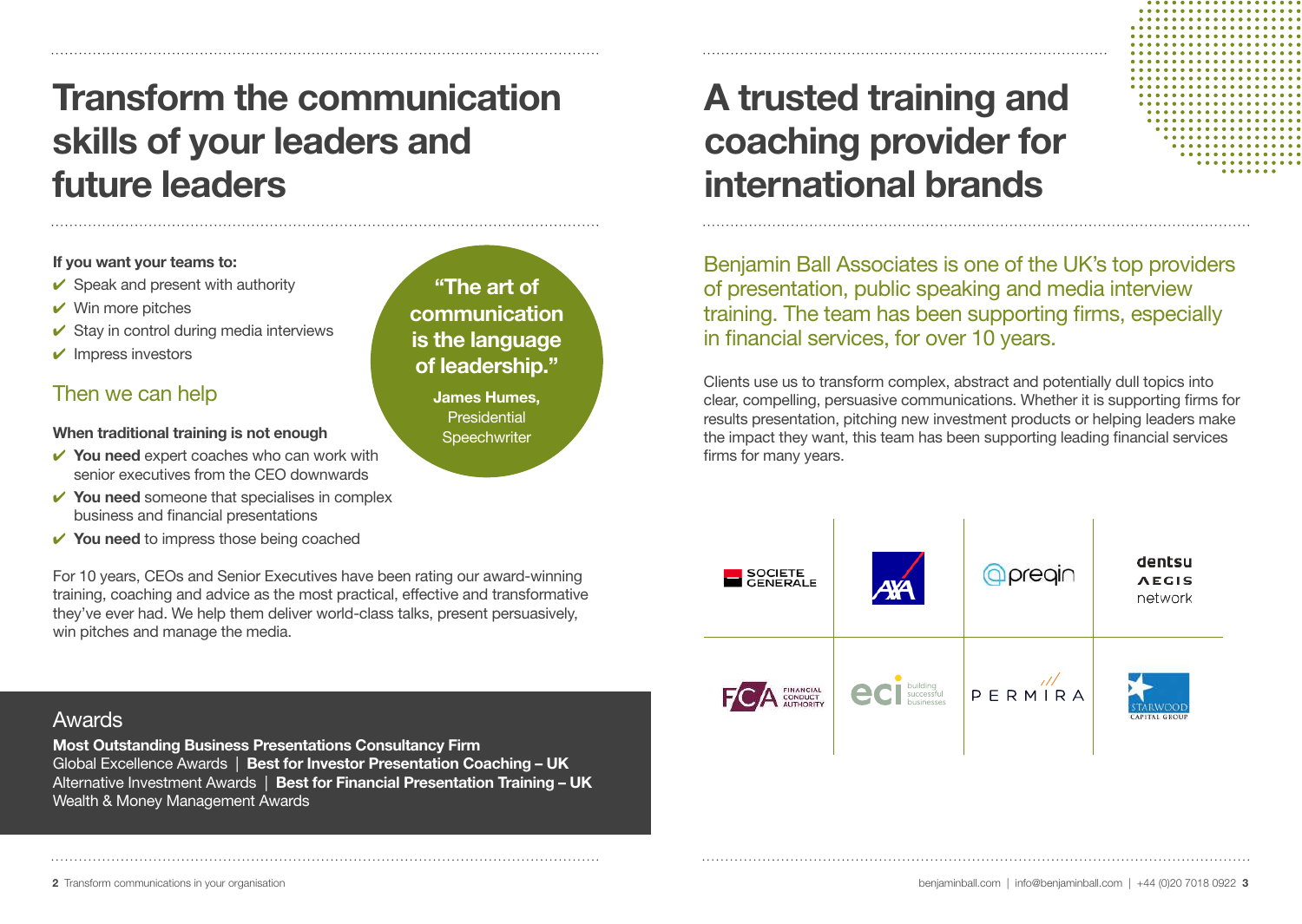# Transform the communication skills of your leaders and future leaders

**If you want your teams to:**

- ✔ Speak and present with authority
- ✔ Win more pitches
- ✔ Stay in control during media interviews
- ✔ Impress investors

## Then we can help

**When traditional training is not enough**

- ✔ **You need** expert coaches who can work with senior executives from the CEO downwards
- ✔ **You need** someone that specialises in complex business and financial presentations
- ✔ **You need** to impress those being coached

**"The art of communication is the language of leadership."**

**James Humes,** Presidential Speechwriter

For 10 years, CEOs and Senior Executives have been rating our award-winning training, coaching and advice as the most practical, effective and transformative they've ever had. We help them deliver world-class talks, present persuasively, win pitches and manage the media.

## Awards

**Most Outstanding Business Presentations Consultancy Firm**
Global Excellence Awards | **Best for Investor Presentation Coaching – UK**
Alternative Investment Awards | **Best for Financial Presentation Training – UK**
Wealth & Money Management Awards

# A trusted training and coaching provider for international brands

Benjamin Ball Associates is one of the UK's top providers of presentation, public speaking and media interview training. The team has been supporting firms, especially in financial services, for over 10 years.

Clients use us to transform complex, abstract and potentially dull topics into clear, compelling, persuasive communications. Whether it is supporting firms for results presentation, pitching new investment products or helping leaders make the impact they want, this team has been supporting leading financial services firms for many years.

| | | | |
|---|---|---|---|
| Societe Generale | AXA | preqin | dentsu Aegis network |
| FCA Financial Conduct Authority | eci building successful businesses | PERMIRA | Starwood Capital Group |

benjaminball.com | info@benjaminball.com | +44 (0)20 7018 0922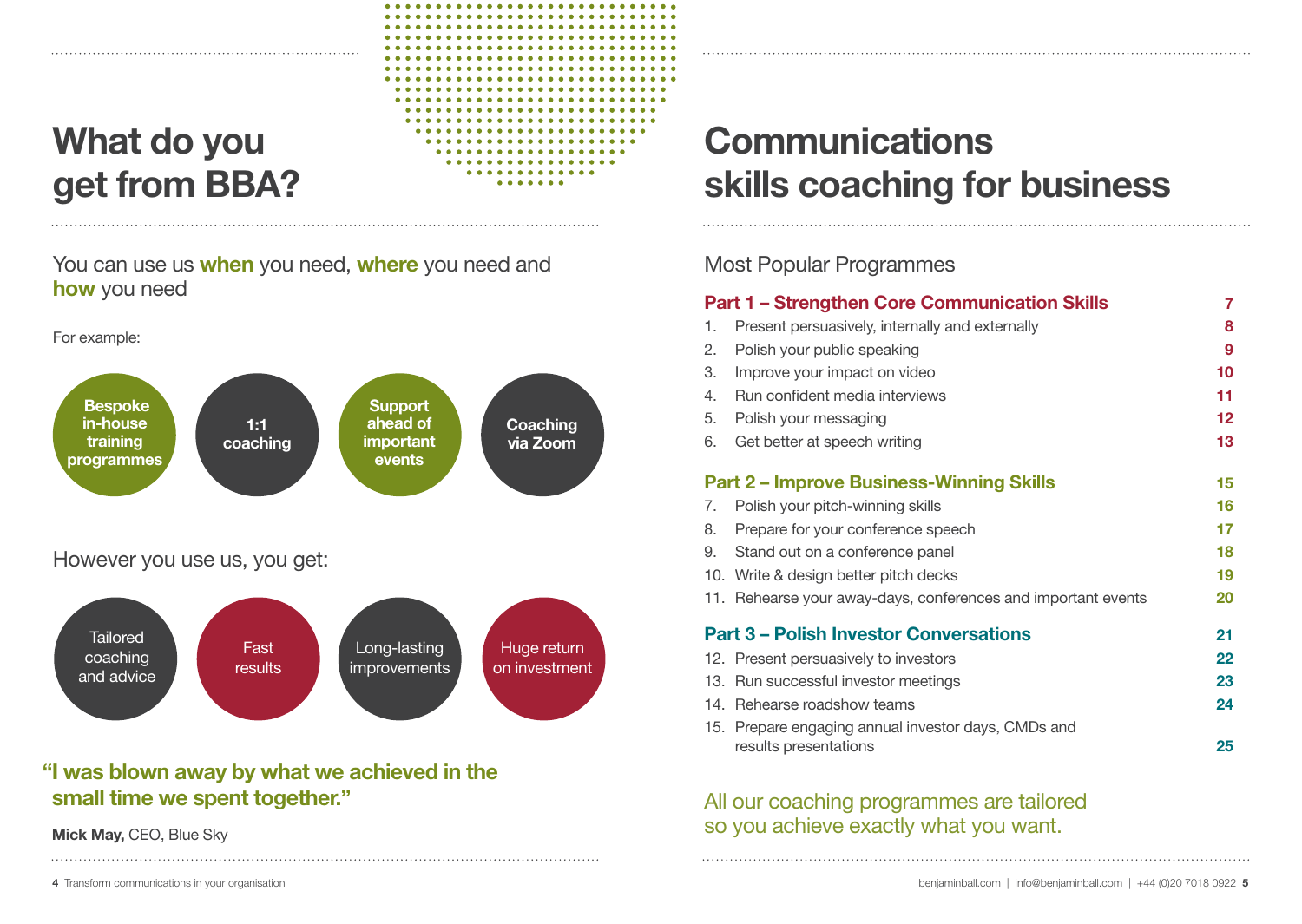# What do you get from BBA?

You can use us **when** you need, **where** you need and **how** you need

For example:

- Bespoke in-house training programmes
- 1:1 coaching
- Support ahead of important events
- Coaching via Zoom

However you use us, you get:

- Tailored coaching and advice
- Fast results
- Long-lasting improvements
- Huge return on investment

**"I was blown away by what we achieved in the small time we spent together."**

**Mick May,** CEO, Blue Sky

# Communications skills coaching for business

## Most Popular Programmes

| | |
|---|---|
| **Part 1 – Strengthen Core Communication Skills** | **7** |
| 1. Present persuasively, internally and externally | **8** |
| 2. Polish your public speaking | **9** |
| 3. Improve your impact on video | **10** |
| 4. Run confident media interviews | **11** |
| 5. Polish your messaging | **12** |
| 6. Get better at speech writing | **13** |
| **Part 2 – Improve Business-Winning Skills** | **15** |
| 7. Polish your pitch-winning skills | **16** |
| 8. Prepare for your conference speech | **17** |
| 9. Stand out on a conference panel | **18** |
| 10. Write & design better pitch decks | **19** |
| 11. Rehearse your away-days, conferences and important events | **20** |
| **Part 3 – Polish Investor Conversations** | **21** |
| 12. Present persuasively to investors | **22** |
| 13. Run successful investor meetings | **23** |
| 14. Rehearse roadshow teams | **24** |
| 15. Prepare engaging annual investor days, CMDs and results presentations | **25** |

All our coaching programmes are tailored so you achieve exactly what you want.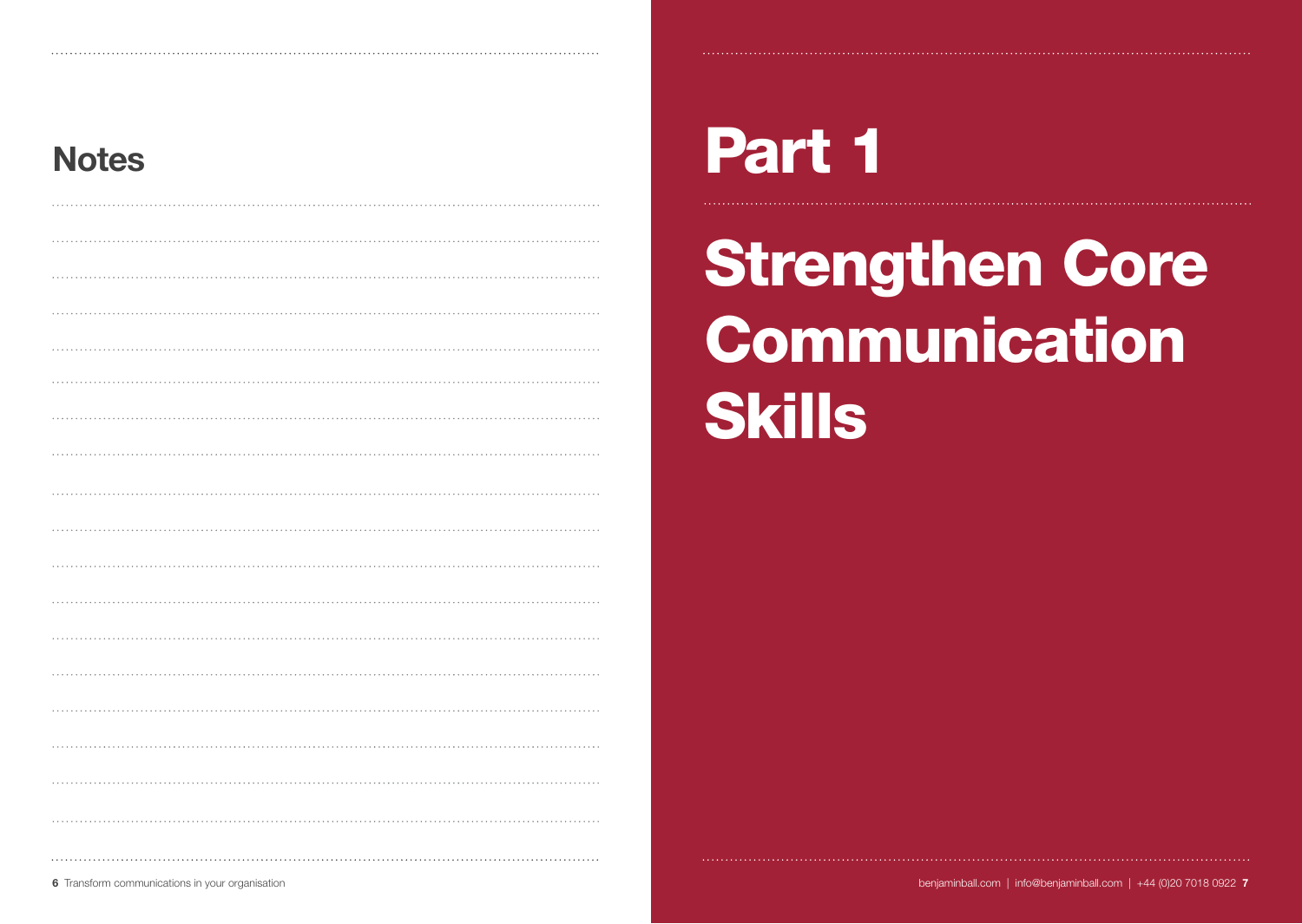## Notes

# Part 1

# Strengthen Core Communication Skills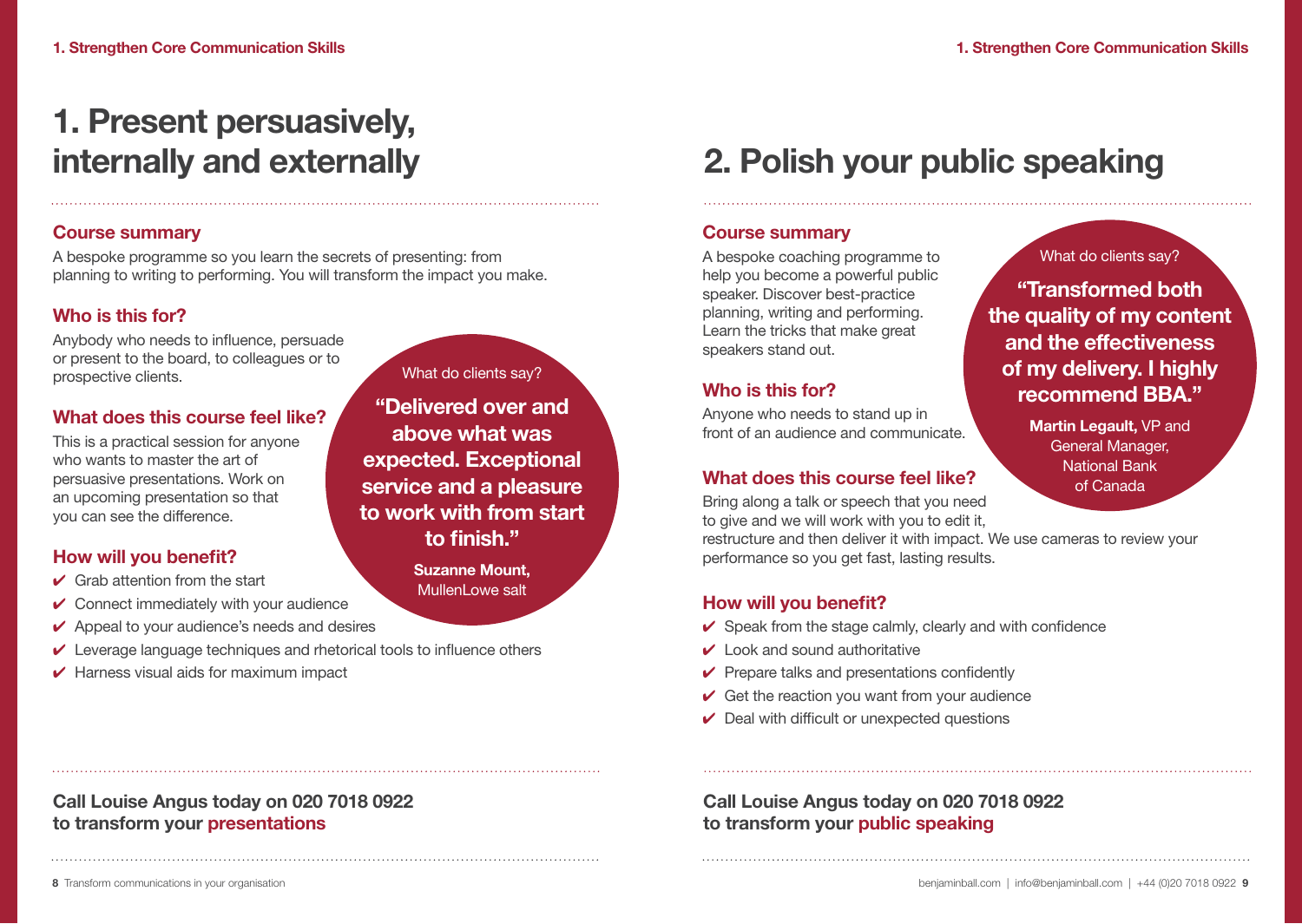# 1. Present persuasively, internally and externally

## Course summary

A bespoke programme so you learn the secrets of presenting: from planning to writing to performing. You will transform the impact you make.

## Who is this for?

Anybody who needs to influence, persuade or present to the board, to colleagues or to prospective clients.

## What does this course feel like?

This is a practical session for anyone who wants to master the art of persuasive presentations. Work on an upcoming presentation so that you can see the difference.

What do clients say?

**"Delivered over and above what was expected. Exceptional service and a pleasure to work with from start to finish."**

**Suzanne Mount,** MullenLowe salt

## How will you benefit?

- ✔ Grab attention from the start
- ✔ Connect immediately with your audience
- ✔ Appeal to your audience's needs and desires
- ✔ Leverage language techniques and rhetorical tools to influence others
- ✔ Harness visual aids for maximum impact

**Call Louise Angus today on 020 7018 0922 to transform your presentations**

# 2. Polish your public speaking

## Course summary

A bespoke coaching programme to help you become a powerful public speaker. Discover best-practice planning, writing and performing. Learn the tricks that make great speakers stand out.

What do clients say?

**"Transformed both the quality of my content and the effectiveness of my delivery. I highly recommend BBA."**

**Martin Legault,** VP and General Manager, National Bank of Canada

## Who is this for?

Anyone who needs to stand up in front of an audience and communicate.

## What does this course feel like?

Bring along a talk or speech that you need to give and we will work with you to edit it, restructure and then deliver it with impact. We use cameras to review your performance so you get fast, lasting results.

## How will you benefit?

- ✔ Speak from the stage calmly, clearly and with confidence
- ✔ Look and sound authoritative
- ✔ Prepare talks and presentations confidently
- ✔ Get the reaction you want from your audience
- ✔ Deal with difficult or unexpected questions

**Call Louise Angus today on 020 7018 0922 to transform your public speaking**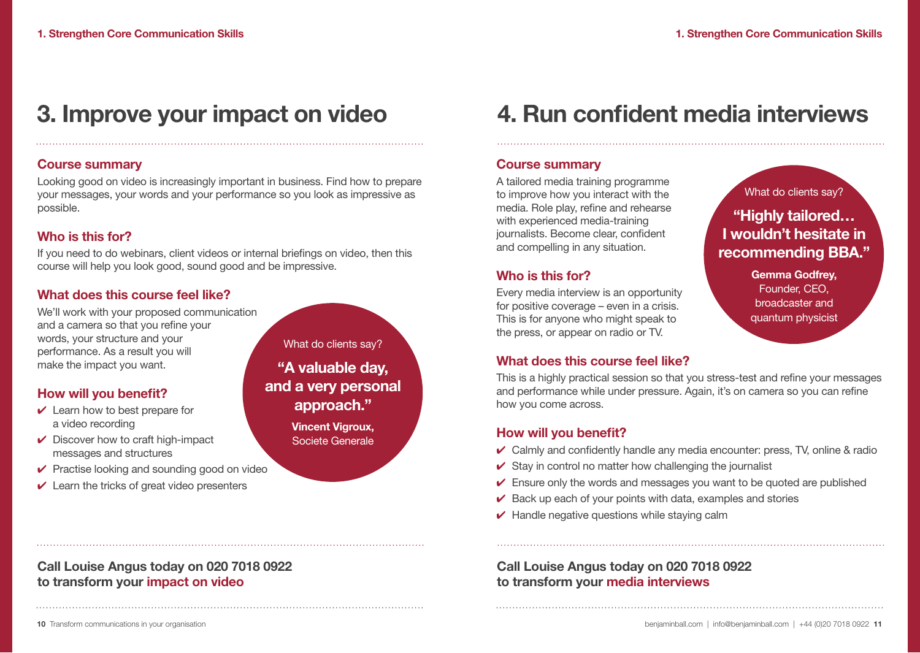## 3. Improve your impact on video

### Course summary

Looking good on video is increasingly important in business. Find how to prepare your messages, your words and your performance so you look as impressive as possible.

### Who is this for?

If you need to do webinars, client videos or internal briefings on video, then this course will help you look good, sound good and be impressive.

### What does this course feel like?

We'll work with your proposed communication and a camera so that you refine your words, your structure and your performance. As a result you will make the impact you want.

What do clients say?

**"A valuable day, and a very personal approach."**

**Vincent Vigroux,**
Societe Generale

### How will you benefit?

- ✔ Learn how to best prepare for a video recording
- ✔ Discover how to craft high-impact messages and structures
- ✔ Practise looking and sounding good on video
- ✔ Learn the tricks of great video presenters

**Call Louise Angus today on 020 7018 0922 to transform your impact on video**

## 4. Run confident media interviews

### Course summary

A tailored media training programme to improve how you interact with the media. Role play, refine and rehearse with experienced media-training journalists. Become clear, confident and compelling in any situation.

What do clients say?

**"Highly tailored… I wouldn't hesitate in recommending BBA."**

**Gemma Godfrey,**
Founder, CEO, broadcaster and quantum physicist

### Who is this for?

Every media interview is an opportunity for positive coverage – even in a crisis. This is for anyone who might speak to the press, or appear on radio or TV.

### What does this course feel like?

This is a highly practical session so that you stress-test and refine your messages and performance while under pressure. Again, it's on camera so you can refine how you come across.

### How will you benefit?

- ✔ Calmly and confidently handle any media encounter: press, TV, online & radio
- ✔ Stay in control no matter how challenging the journalist
- ✔ Ensure only the words and messages you want to be quoted are published
- ✔ Back up each of your points with data, examples and stories
- ✔ Handle negative questions while staying calm

**Call Louise Angus today on 020 7018 0922 to transform your media interviews**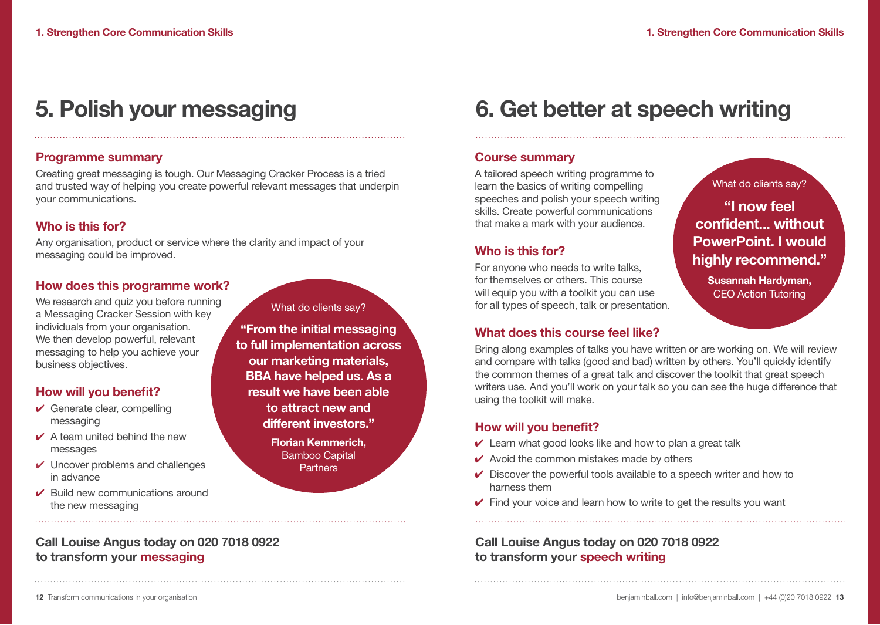# 5. Polish your messaging

## Programme summary

Creating great messaging is tough. Our Messaging Cracker Process is a tried and trusted way of helping you create powerful relevant messages that underpin your communications.

## Who is this for?

Any organisation, product or service where the clarity and impact of your messaging could be improved.

## How does this programme work?

We research and quiz you before running a Messaging Cracker Session with key individuals from your organisation. We then develop powerful, relevant messaging to help you achieve your business objectives.

## How will you benefit?

- ✔ Generate clear, compelling messaging
- ✔ A team united behind the new messages
- ✔ Uncover problems and challenges in advance
- ✔ Build new communications around the new messaging

What do clients say?

**"From the initial messaging to full implementation across our marketing materials, BBA have helped us. As a result we have been able to attract new and different investors."**

**Florian Kemmerich,** Bamboo Capital Partners

**Call Louise Angus today on 020 7018 0922 to transform your messaging**

# 6. Get better at speech writing

## Course summary

A tailored speech writing programme to learn the basics of writing compelling speeches and polish your speech writing skills. Create powerful communications that make a mark with your audience.

## Who is this for?

For anyone who needs to write talks, for themselves or others. This course will equip you with a toolkit you can use for all types of speech, talk or presentation.

What do clients say?

**"I now feel confident... without PowerPoint. I would highly recommend."**

**Susannah Hardyman,** CEO Action Tutoring

## What does this course feel like?

Bring along examples of talks you have written or are working on. We will review and compare with talks (good and bad) written by others. You'll quickly identify the common themes of a great talk and discover the toolkit that great speech writers use. And you'll work on your talk so you can see the huge difference that using the toolkit will make.

## How will you benefit?

- ✔ Learn what good looks like and how to plan a great talk
- ✔ Avoid the common mistakes made by others
- ✔ Discover the powerful tools available to a speech writer and how to harness them
- ✔ Find your voice and learn how to write to get the results you want

**Call Louise Angus today on 020 7018 0922 to transform your speech writing**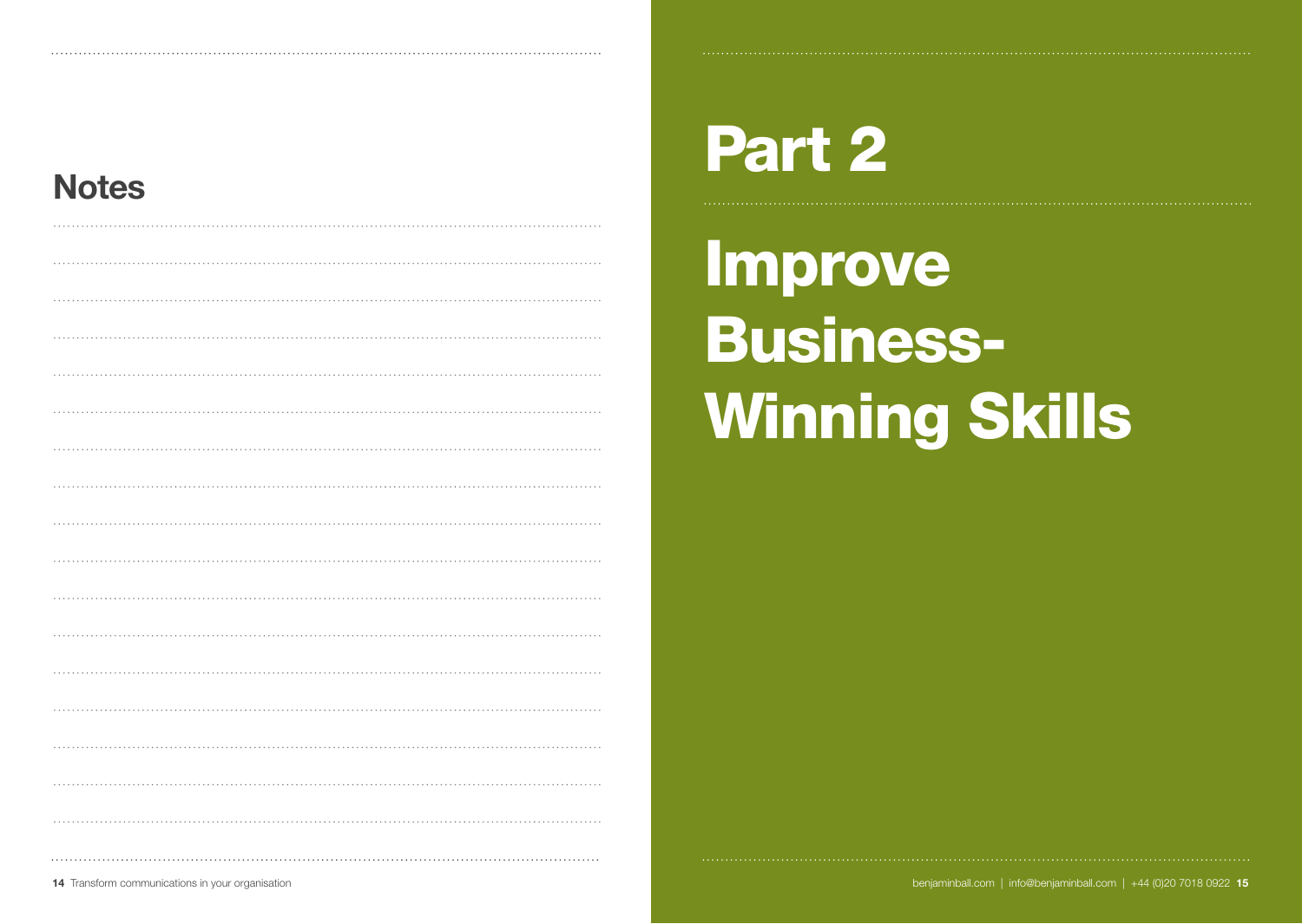## Notes

# Part 2

# Improve Business-Winning Skills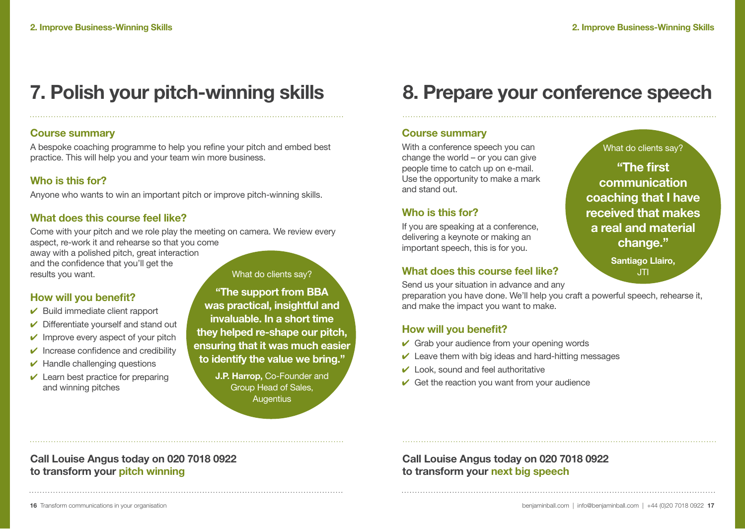# 7. Polish your pitch-winning skills

## Course summary

A bespoke coaching programme to help you refine your pitch and embed best practice. This will help you and your team win more business.

## Who is this for?

Anyone who wants to win an important pitch or improve pitch-winning skills.

## What does this course feel like?

Come with your pitch and we role play the meeting on camera. We review every aspect, re-work it and rehearse so that you come away with a polished pitch, great interaction and the confidence that you'll get the results you want.

## How will you benefit?

- ✔ Build immediate client rapport
- ✔ Differentiate yourself and stand out
- ✔ Improve every aspect of your pitch
- ✔ Increase confidence and credibility
- ✔ Handle challenging questions
- ✔ Learn best practice for preparing and winning pitches

What do clients say?

**"The support from BBA was practical, insightful and invaluable. In a short time they helped re-shape our pitch, ensuring that it was much easier to identify the value we bring."**

**J.P. Harrop,** Co-Founder and Group Head of Sales, Augentius

**Call Louise Angus today on 020 7018 0922 to transform your pitch winning**

# 8. Prepare your conference speech

## Course summary

With a conference speech you can change the world – or you can give people time to catch up on e-mail. Use the opportunity to make a mark and stand out.

## Who is this for?

If you are speaking at a conference, delivering a keynote or making an important speech, this is for you.

## What does this course feel like?

Send us your situation in advance and any preparation you have done. We'll help you craft a powerful speech, rehearse it, and make the impact you want to make.

## How will you benefit?

- ✔ Grab your audience from your opening words
- ✔ Leave them with big ideas and hard-hitting messages
- ✔ Look, sound and feel authoritative
- ✔ Get the reaction you want from your audience

What do clients say?

**"The first communication coaching that I have received that makes a real and material change."**

**Santiago Llairo,** JTI

**Call Louise Angus today on 020 7018 0922 to transform your next big speech**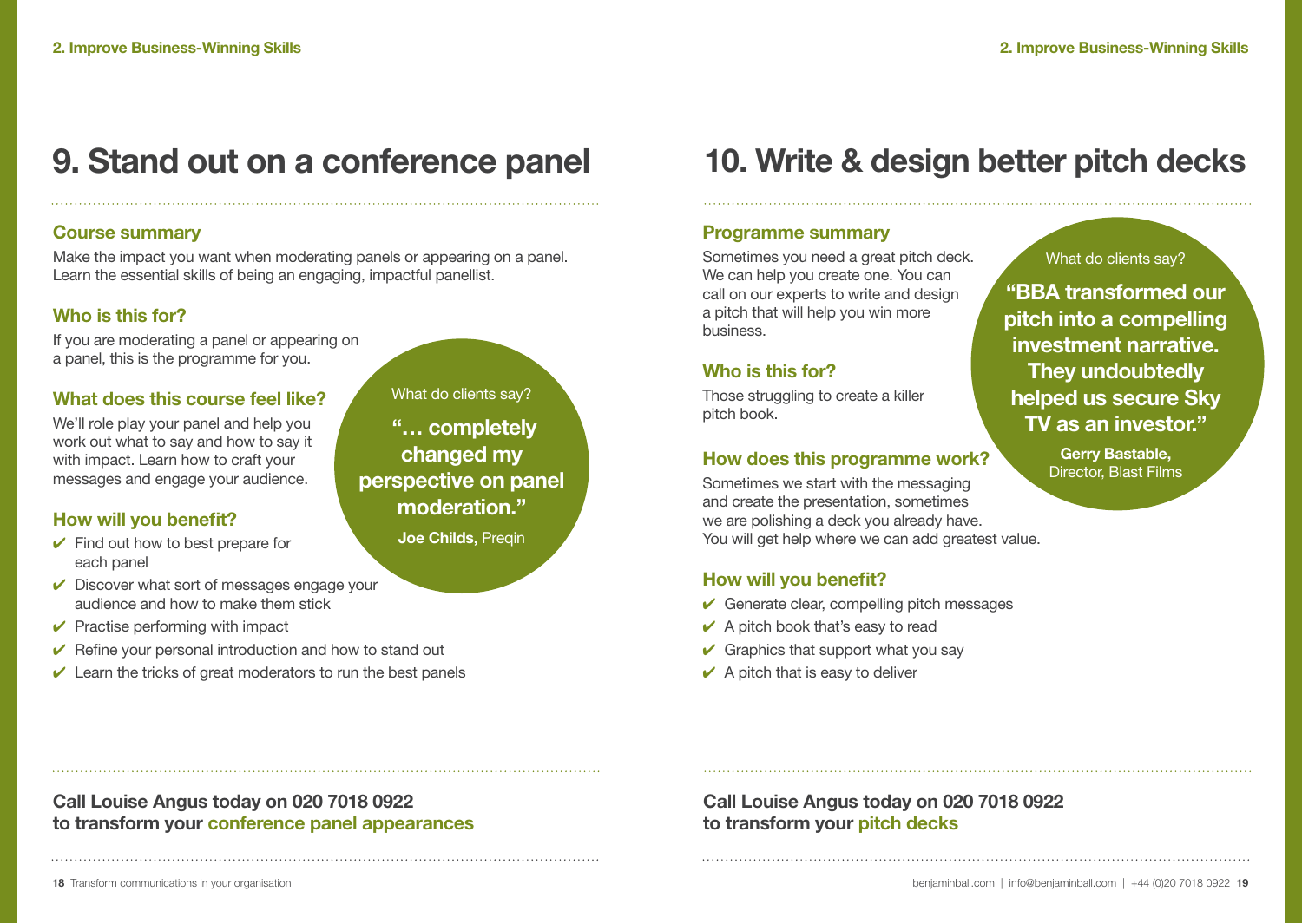# 9. Stand out on a conference panel

### Course summary

Make the impact you want when moderating panels or appearing on a panel. Learn the essential skills of being an engaging, impactful panellist.

### Who is this for?

If you are moderating a panel or appearing on a panel, this is the programme for you.

### What does this course feel like?

We'll role play your panel and help you work out what to say and how to say it with impact. Learn how to craft your messages and engage your audience.

What do clients say?

**"… completely changed my perspective on panel moderation."**

**Joe Childs,** Preqin

### How will you benefit?

- ✔ Find out how to best prepare for each panel
- ✔ Discover what sort of messages engage your audience and how to make them stick
- ✔ Practise performing with impact
- ✔ Refine your personal introduction and how to stand out
- ✔ Learn the tricks of great moderators to run the best panels

**Call Louise Angus today on 020 7018 0922 to transform your conference panel appearances**

# 10. Write & design better pitch decks

### Programme summary

Sometimes you need a great pitch deck. We can help you create one. You can call on our experts to write and design a pitch that will help you win more business.

### Who is this for?

Those struggling to create a killer pitch book.

What do clients say?

**"BBA transformed our pitch into a compelling investment narrative. They undoubtedly helped us secure Sky TV as an investor."**

**Gerry Bastable,** Director, Blast Films

### How does this programme work?

Sometimes we start with the messaging and create the presentation, sometimes we are polishing a deck you already have. You will get help where we can add greatest value.

### How will you benefit?

- ✔ Generate clear, compelling pitch messages
- ✔ A pitch book that's easy to read
- ✔ Graphics that support what you say
- ✔ A pitch that is easy to deliver

**Call Louise Angus today on 020 7018 0922 to transform your pitch decks**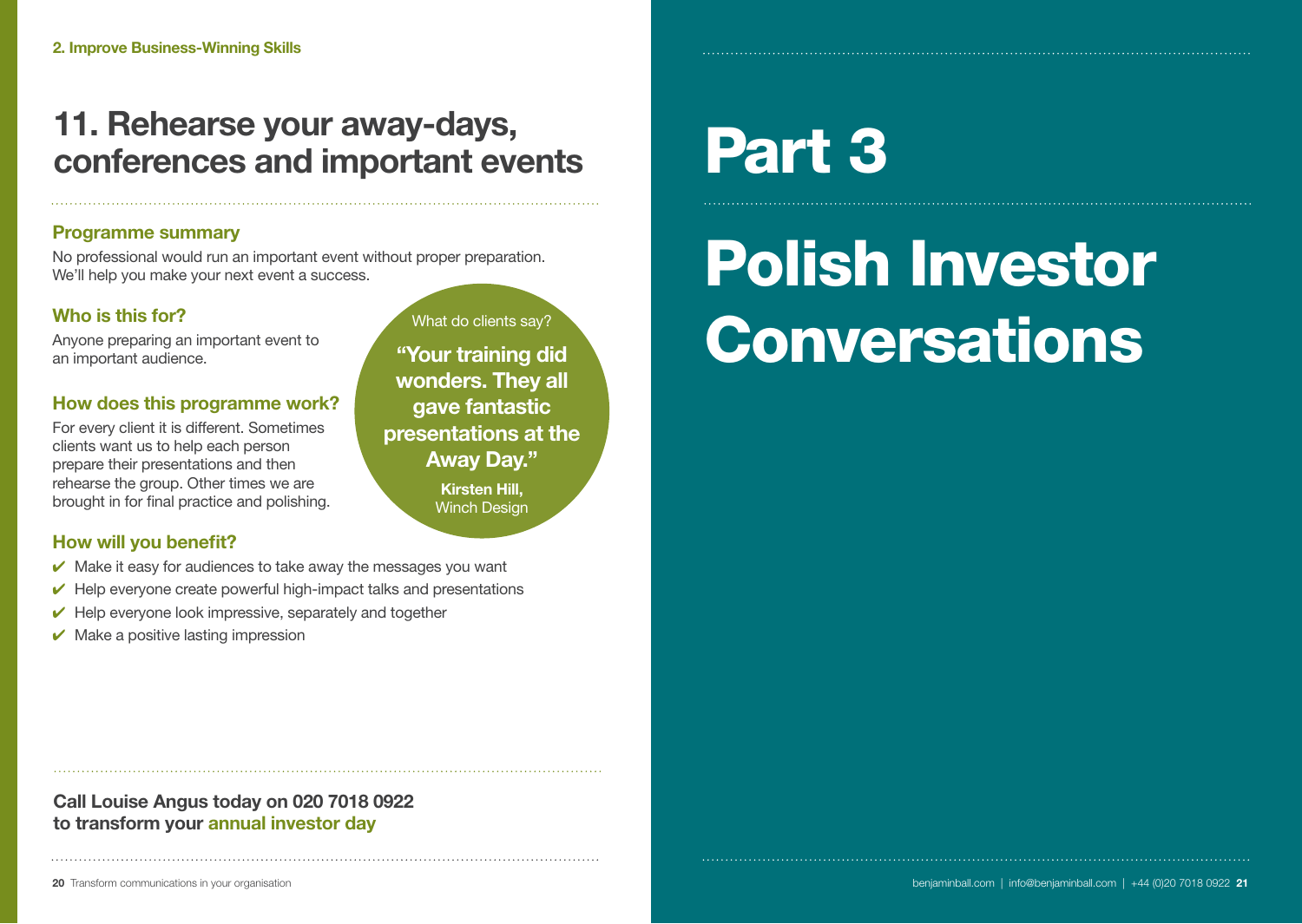2. Improve Business-Winning Skills

## 11. Rehearse your away-days, conferences and important events

### Programme summary

No professional would run an important event without proper preparation. We'll help you make your next event a success.

### Who is this for?

Anyone preparing an important event to an important audience.

### How does this programme work?

For every client it is different. Sometimes clients want us to help each person prepare their presentations and then rehearse the group. Other times we are brought in for final practice and polishing.

What do clients say?

**"Your training did wonders. They all gave fantastic presentations at the Away Day."**

**Kirsten Hill,**
Winch Design

### How will you benefit?

- ✔ Make it easy for audiences to take away the messages you want
- ✔ Help everyone create powerful high-impact talks and presentations
- ✔ Help everyone look impressive, separately and together
- ✔ Make a positive lasting impression

**Call Louise Angus today on 020 7018 0922 to transform your annual investor day**

# Part 3

# Polish Investor Conversations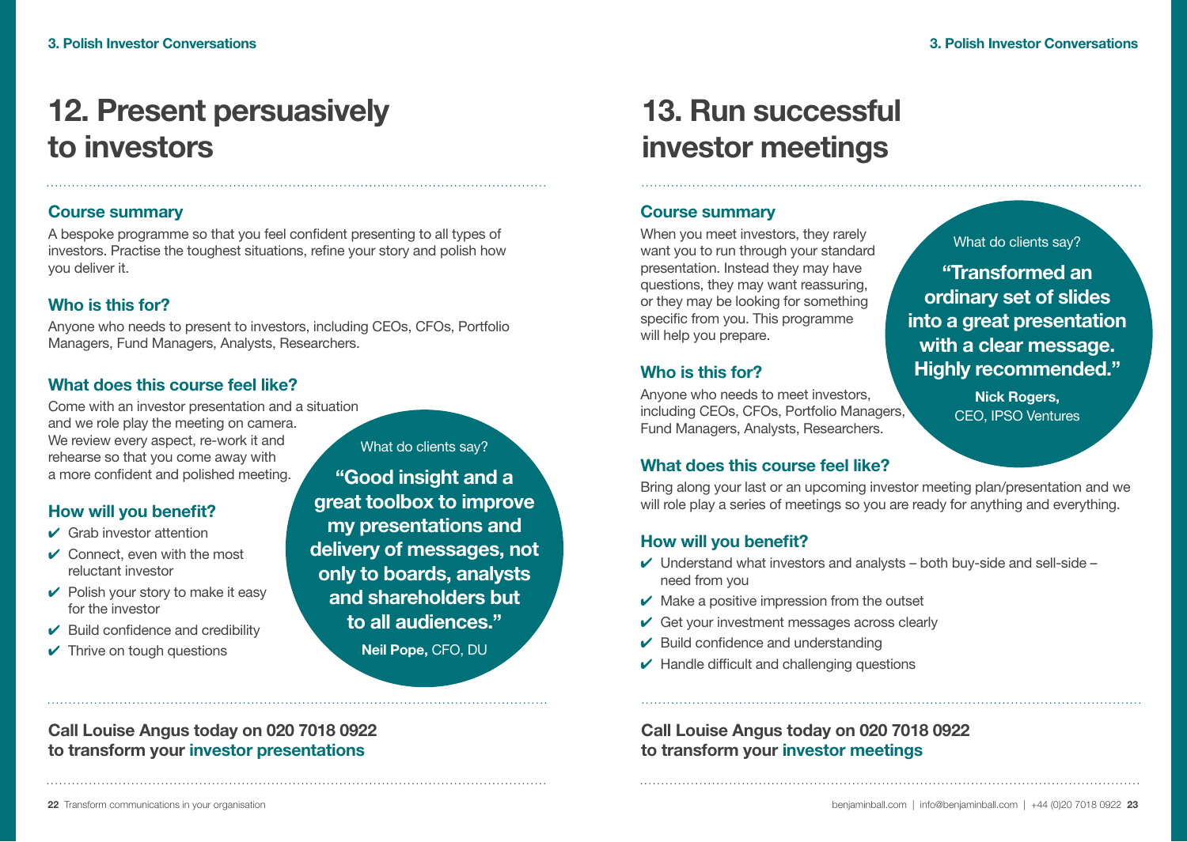# 12. Present persuasively to investors

## Course summary

A bespoke programme so that you feel confident presenting to all types of investors. Practise the toughest situations, refine your story and polish how you deliver it.

## Who is this for?

Anyone who needs to present to investors, including CEOs, CFOs, Portfolio Managers, Fund Managers, Analysts, Researchers.

## What does this course feel like?

Come with an investor presentation and a situation and we role play the meeting on camera. We review every aspect, re-work it and rehearse so that you come away with a more confident and polished meeting.

## How will you benefit?

- ✔ Grab investor attention
- ✔ Connect, even with the most reluctant investor
- ✔ Polish your story to make it easy for the investor
- ✔ Build confidence and credibility
- ✔ Thrive on tough questions

What do clients say?

**"Good insight and a great toolbox to improve my presentations and delivery of messages, not only to boards, analysts and shareholders but to all audiences."**

**Neil Pope,** CFO, DU

**Call Louise Angus today on 020 7018 0922 to transform your investor presentations**

# 13. Run successful investor meetings

## Course summary

When you meet investors, they rarely want you to run through your standard presentation. Instead they may have questions, they may want reassuring, or they may be looking for something specific from you. This programme will help you prepare.

## Who is this for?

Anyone who needs to meet investors, including CEOs, CFOs, Portfolio Managers, Fund Managers, Analysts, Researchers.

What do clients say?

**"Transformed an ordinary set of slides into a great presentation with a clear message. Highly recommended."**

**Nick Rogers,** CEO, IPSO Ventures

## What does this course feel like?

Bring along your last or an upcoming investor meeting plan/presentation and we will role play a series of meetings so you are ready for anything and everything.

## How will you benefit?

- ✔ Understand what investors and analysts – both buy-side and sell-side – need from you
- ✔ Make a positive impression from the outset
- ✔ Get your investment messages across clearly
- ✔ Build confidence and understanding
- ✔ Handle difficult and challenging questions

**Call Louise Angus today on 020 7018 0922 to transform your investor meetings**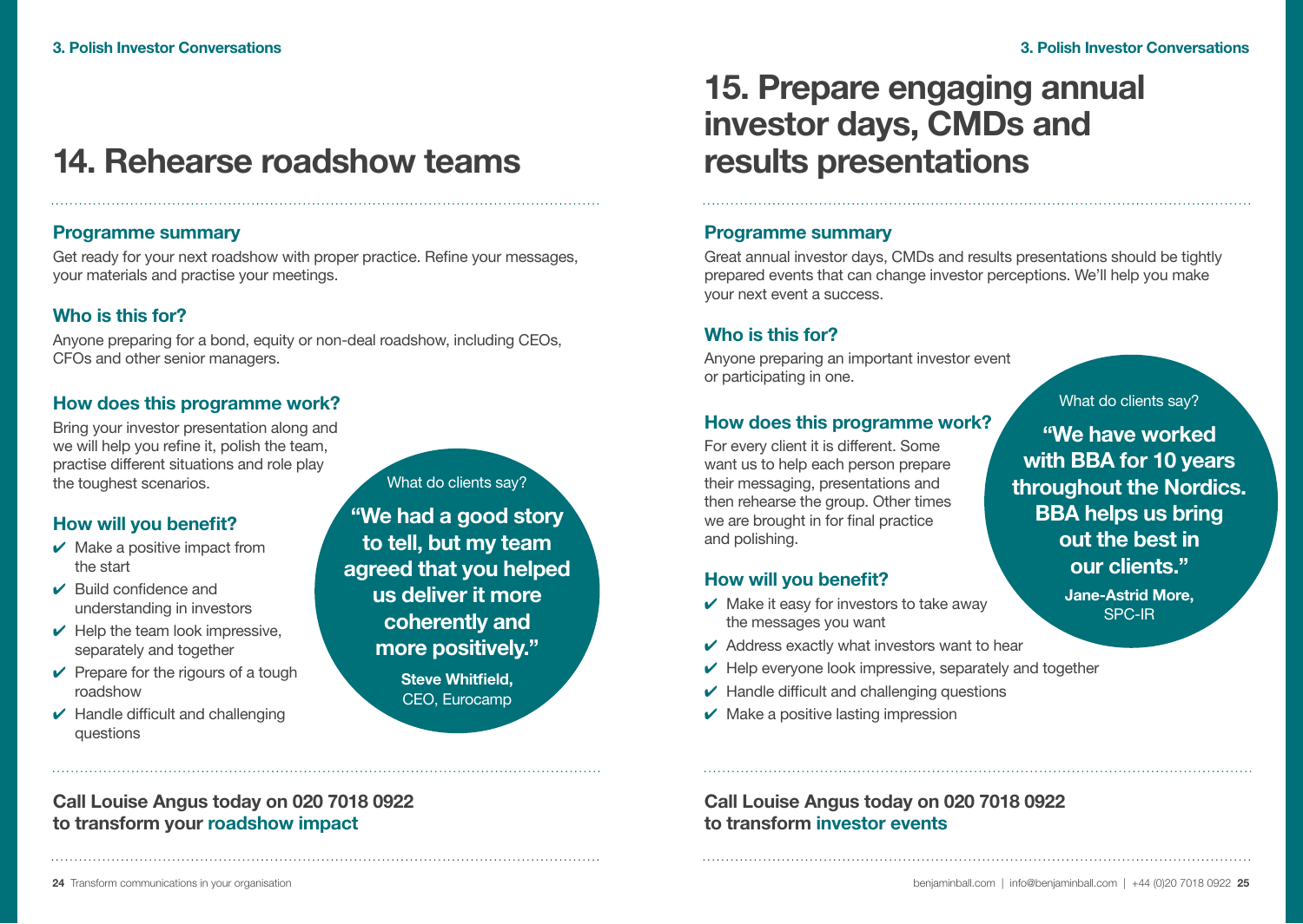# 14. Rehearse roadshow teams

### Programme summary

Get ready for your next roadshow with proper practice. Refine your messages, your materials and practise your meetings.

### Who is this for?

Anyone preparing for a bond, equity or non-deal roadshow, including CEOs, CFOs and other senior managers.

### How does this programme work?

Bring your investor presentation along and we will help you refine it, polish the team, practise different situations and role play the toughest scenarios.

### How will you benefit?

- ✔ Make a positive impact from the start
- ✔ Build confidence and understanding in investors
- ✔ Help the team look impressive, separately and together
- ✔ Prepare for the rigours of a tough roadshow
- ✔ Handle difficult and challenging questions

What do clients say?

**"We had a good story to tell, but my team agreed that you helped us deliver it more coherently and more positively."**

**Steve Whitfield,** CEO, Eurocamp

**Call Louise Angus today on 020 7018 0922 to transform your roadshow impact**

# 15. Prepare engaging annual investor days, CMDs and results presentations

### Programme summary

Great annual investor days, CMDs and results presentations should be tightly prepared events that can change investor perceptions. We'll help you make your next event a success.

### Who is this for?

Anyone preparing an important investor event or participating in one.

### How does this programme work?

For every client it is different. Some want us to help each person prepare their messaging, presentations and then rehearse the group. Other times we are brought in for final practice and polishing.

### How will you benefit?

- ✔ Make it easy for investors to take away the messages you want
- ✔ Address exactly what investors want to hear
- ✔ Help everyone look impressive, separately and together
- ✔ Handle difficult and challenging questions
- ✔ Make a positive lasting impression

What do clients say?

**"We have worked with BBA for 10 years throughout the Nordics. BBA helps us bring out the best in our clients."**

**Jane-Astrid More,** SPC-IR

**Call Louise Angus today on 020 7018 0922 to transform investor events**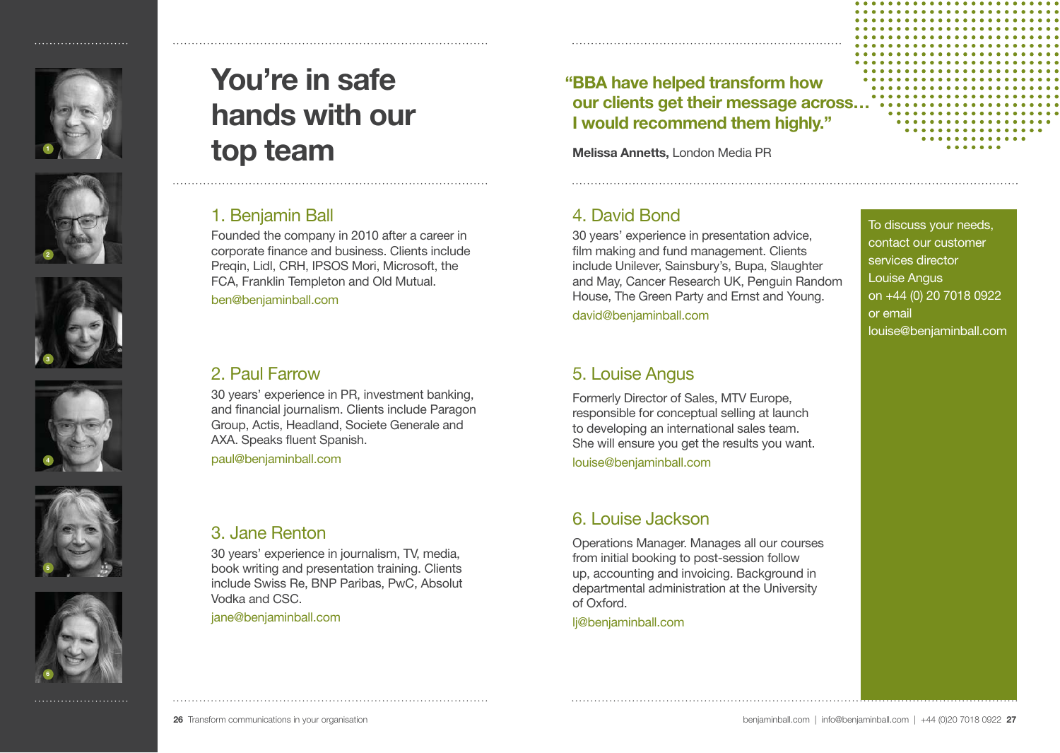# You're in safe hands with our top team

> **"BBA have helped transform how our clients get their message across… I would recommend them highly."**
>
> **Melissa Annetts,** London Media PR

## 1. Benjamin Ball

Founded the company in 2010 after a career in corporate finance and business. Clients include Preqin, Lidl, CRH, IPSOS Mori, Microsoft, the FCA, Franklin Templeton and Old Mutual.

ben@benjaminball.com

## 2. Paul Farrow

30 years' experience in PR, investment banking, and financial journalism. Clients include Paragon Group, Actis, Headland, Societe Generale and AXA. Speaks fluent Spanish.

paul@benjaminball.com

## 3. Jane Renton

30 years' experience in journalism, TV, media, book writing and presentation training. Clients include Swiss Re, BNP Paribas, PwC, Absolut Vodka and CSC.

jane@benjaminball.com

## 4. David Bond

30 years' experience in presentation advice, film making and fund management. Clients include Unilever, Sainsbury's, Bupa, Slaughter and May, Cancer Research UK, Penguin Random House, The Green Party and Ernst and Young.

david@benjaminball.com

## 5. Louise Angus

Formerly Director of Sales, MTV Europe, responsible for conceptual selling at launch to developing an international sales team. She will ensure you get the results you want.

louise@benjaminball.com

## 6. Louise Jackson

Operations Manager. Manages all our courses from initial booking to post-session follow up, accounting and invoicing. Background in departmental administration at the University of Oxford.

lj@benjaminball.com

To discuss your needs, contact our customer services director Louise Angus on +44 (0) 20 7018 0922 or email louise@benjaminball.com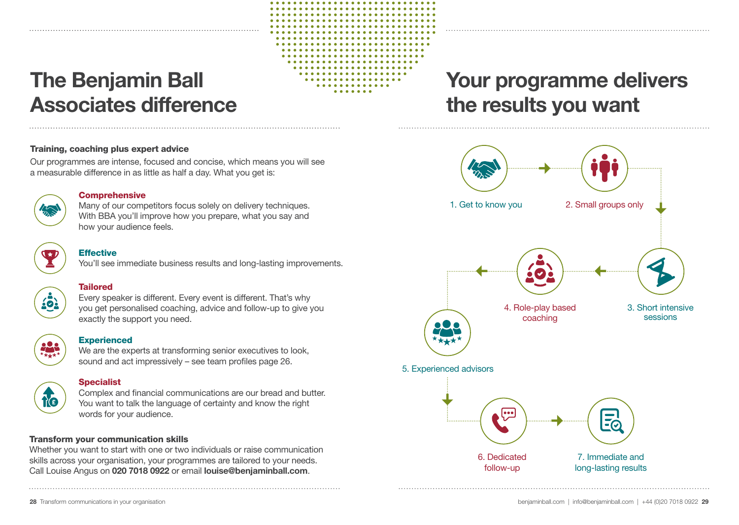# The Benjamin Ball Associates difference

### Training, coaching plus expert advice

Our programmes are intense, focused and concise, which means you will see a measurable difference in as little as half a day. What you get is:

**Comprehensive**
Many of our competitors focus solely on delivery techniques. With BBA you'll improve how you prepare, what you say and how your audience feels.

**Effective**
You'll see immediate business results and long-lasting improvements.

**Tailored**
Every speaker is different. Every event is different. That's why you get personalised coaching, advice and follow-up to give you exactly the support you need.

**Experienced**
We are the experts at transforming senior executives to look, sound and act impressively – see team profiles page 26.

**Specialist**
Complex and financial communications are our bread and butter. You want to talk the language of certainty and know the right words for your audience.

### Transform your communication skills

Whether you want to start with one or two individuals or raise communication skills across your organisation, your programmes are tailored to your needs. Call Louise Angus on **020 7018 0922** or email **louise@benjaminball.com**.

# Your programme delivers the results you want

1. Get to know you
2. Small groups only
3. Short intensive sessions
4. Role-play based coaching
5. Experienced advisors
6. Dedicated follow-up
7. Immediate and long-lasting results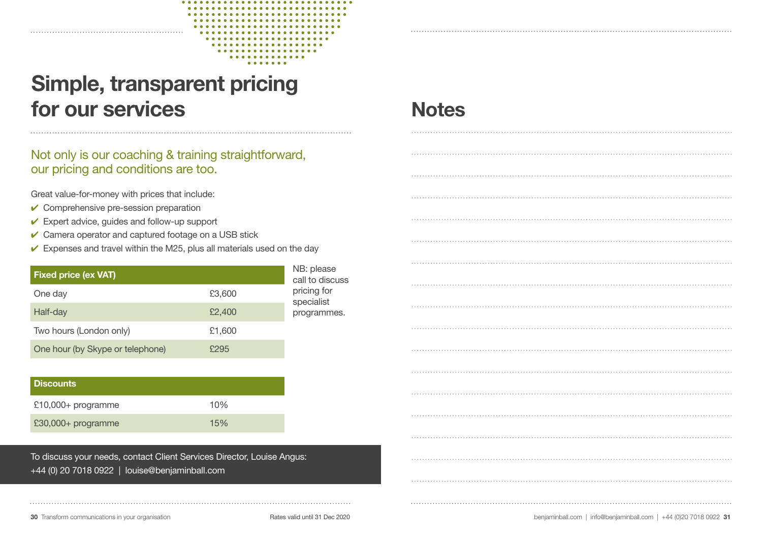# Simple, transparent pricing for our services

## Not only is our coaching & training straightforward, our pricing and conditions are too.

Great value-for-money with prices that include:

- ✔ Comprehensive pre-session preparation
- ✔ Expert advice, guides and follow-up support
- ✔ Camera operator and captured footage on a USB stick
- ✔ Expenses and travel within the M25, plus all materials used on the day

| Fixed price (ex VAT) | |
|---|---|
| One day | £3,600 |
| Half-day | £2,400 |
| Two hours (London only) | £1,600 |
| One hour (by Skype or telephone) | £295 |

NB: please call to discuss pricing for specialist programmes.

| Discounts | |
|---|---|
| £10,000+ programme | 10% |
| £30,000+ programme | 15% |

To discuss your needs, contact Client Services Director, Louise Angus:
+44 (0) 20 7018 0922 | louise@benjaminball.com

Rates valid until 31 Dec 2020

# Notes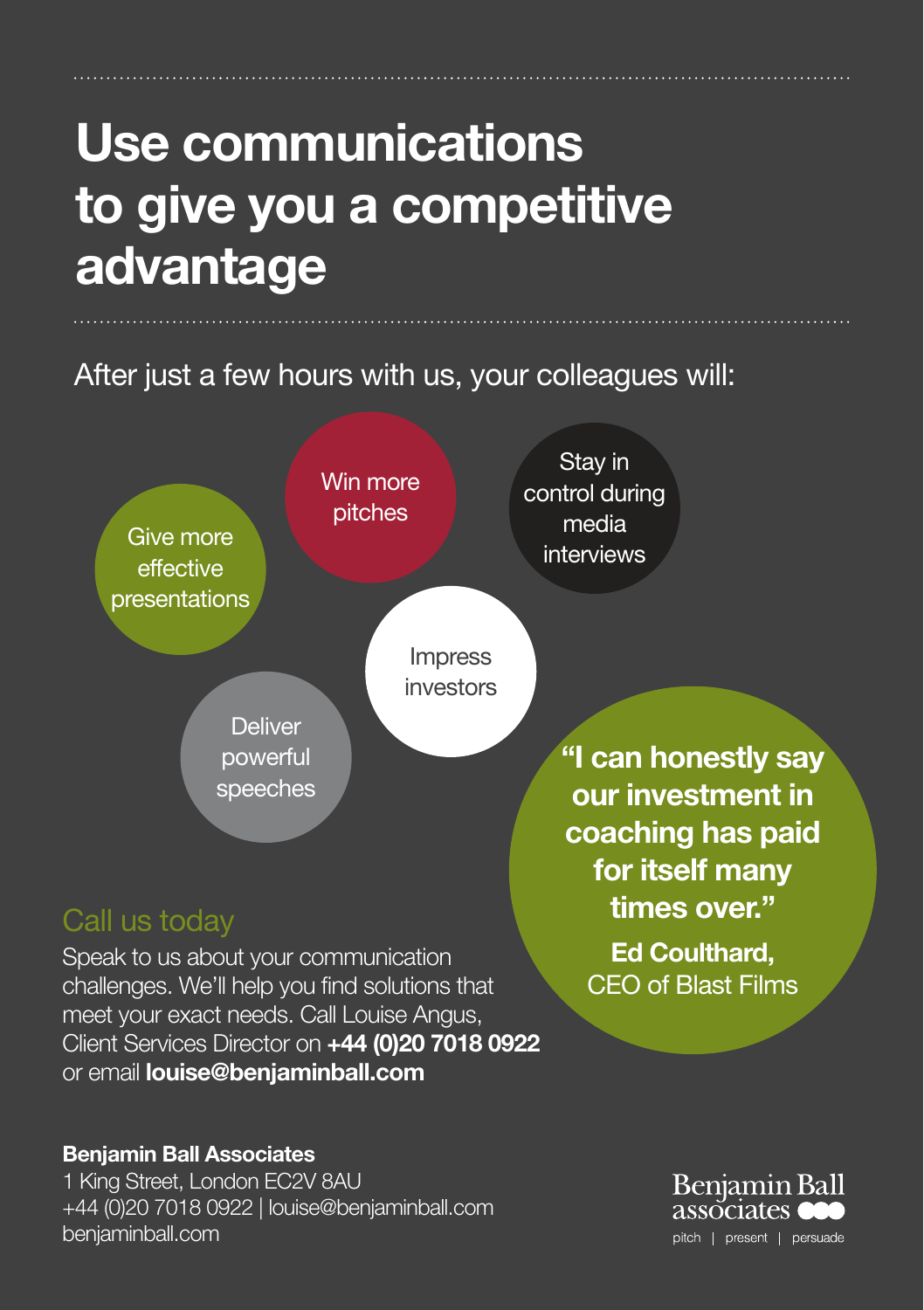# Use communications to give you a competitive advantage

After just a few hours with us, your colleagues will:

- Give more effective presentations
- Win more pitches
- Stay in control during media interviews
- Impress investors
- Deliver powerful speeches

**"I can honestly say our investment in coaching has paid for itself many times over."**

**Ed Coulthard,**
CEO of Blast Films

## Call us today

Speak to us about your communication challenges. We'll help you find solutions that meet your exact needs. Call Louise Angus, Client Services Director on **+44 (0)20 7018 0922** or email **louise@benjaminball.com**

**Benjamin Ball Associates**
1 King Street, London EC2V 8AU
+44 (0)20 7018 0922 | louise@benjaminball.com
benjaminball.com

Benjamin Ball associates
pitch | present | persuade